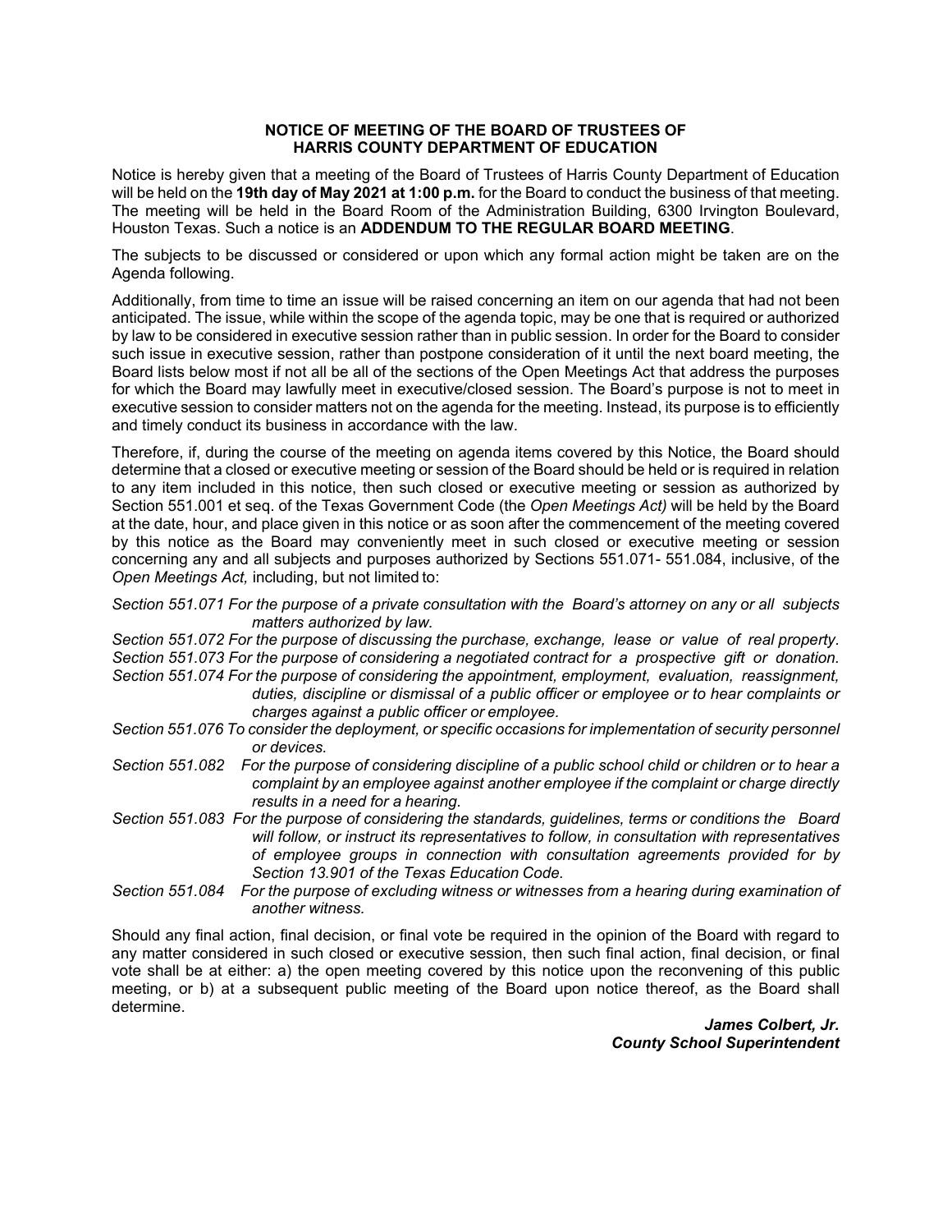**NOTICE OF MEETING OF THE BOARD OF TRUSTEES OF**
**HARRIS COUNTY DEPARTMENT OF EDUCATION**

Notice is hereby given that a meeting of the Board of Trustees of Harris County Department of Education will be held on the **19th day of May 2021 at 1:00 p.m.** for the Board to conduct the business of that meeting. The meeting will be held in the Board Room of the Administration Building, 6300 Irvington Boulevard, Houston Texas. Such a notice is an **ADDENDUM TO THE REGULAR BOARD MEETING**.

The subjects to be discussed or considered or upon which any formal action might be taken are on the Agenda following.

Additionally, from time to time an issue will be raised concerning an item on our agenda that had not been anticipated. The issue, while within the scope of the agenda topic, may be one that is required or authorized by law to be considered in executive session rather than in public session. In order for the Board to consider such issue in executive session, rather than postpone consideration of it until the next board meeting, the Board lists below most if not all be all of the sections of the Open Meetings Act that address the purposes for which the Board may lawfully meet in executive/closed session. The Board's purpose is not to meet in executive session to consider matters not on the agenda for the meeting. Instead, its purpose is to efficiently and timely conduct its business in accordance with the law.

Therefore, if, during the course of the meeting on agenda items covered by this Notice, the Board should determine that a closed or executive meeting or session of the Board should be held or is required in relation to any item included in this notice, then such closed or executive meeting or session as authorized by Section 551.001 et seq. of the Texas Government Code (the *Open Meetings Act)* will be held by the Board at the date, hour, and place given in this notice or as soon after the commencement of the meeting covered by this notice as the Board may conveniently meet in such closed or executive meeting or session concerning any and all subjects and purposes authorized by Sections 551.071- 551.084, inclusive, of the *Open Meetings Act,* including, but not limited to:

*Section 551.071 For the purpose of a private consultation with the Board's attorney on any or all subjects matters authorized by law.*

*Section 551.072 For the purpose of discussing the purchase, exchange, lease or value of real property.*

*Section 551.073 For the purpose of considering a negotiated contract for a prospective gift or donation.*

*Section 551.074 For the purpose of considering the appointment, employment, evaluation, reassignment, duties, discipline or dismissal of a public officer or employee or to hear complaints or charges against a public officer or employee.*

*Section 551.076 To consider the deployment, or specific occasions for implementation of security personnel or devices.*

*Section 551.082 For the purpose of considering discipline of a public school child or children or to hear a complaint by an employee against another employee if the complaint or charge directly results in a need for a hearing.*

*Section 551.083 For the purpose of considering the standards, guidelines, terms or conditions the Board will follow, or instruct its representatives to follow, in consultation with representatives of employee groups in connection with consultation agreements provided for by Section 13.901 of the Texas Education Code.*

*Section 551.084 For the purpose of excluding witness or witnesses from a hearing during examination of another witness.*

Should any final action, final decision, or final vote be required in the opinion of the Board with regard to any matter considered in such closed or executive session, then such final action, final decision, or final vote shall be at either: a) the open meeting covered by this notice upon the reconvening of this public meeting, or b) at a subsequent public meeting of the Board upon notice thereof, as the Board shall determine.

***James Colbert, Jr.***
***County School Superintendent***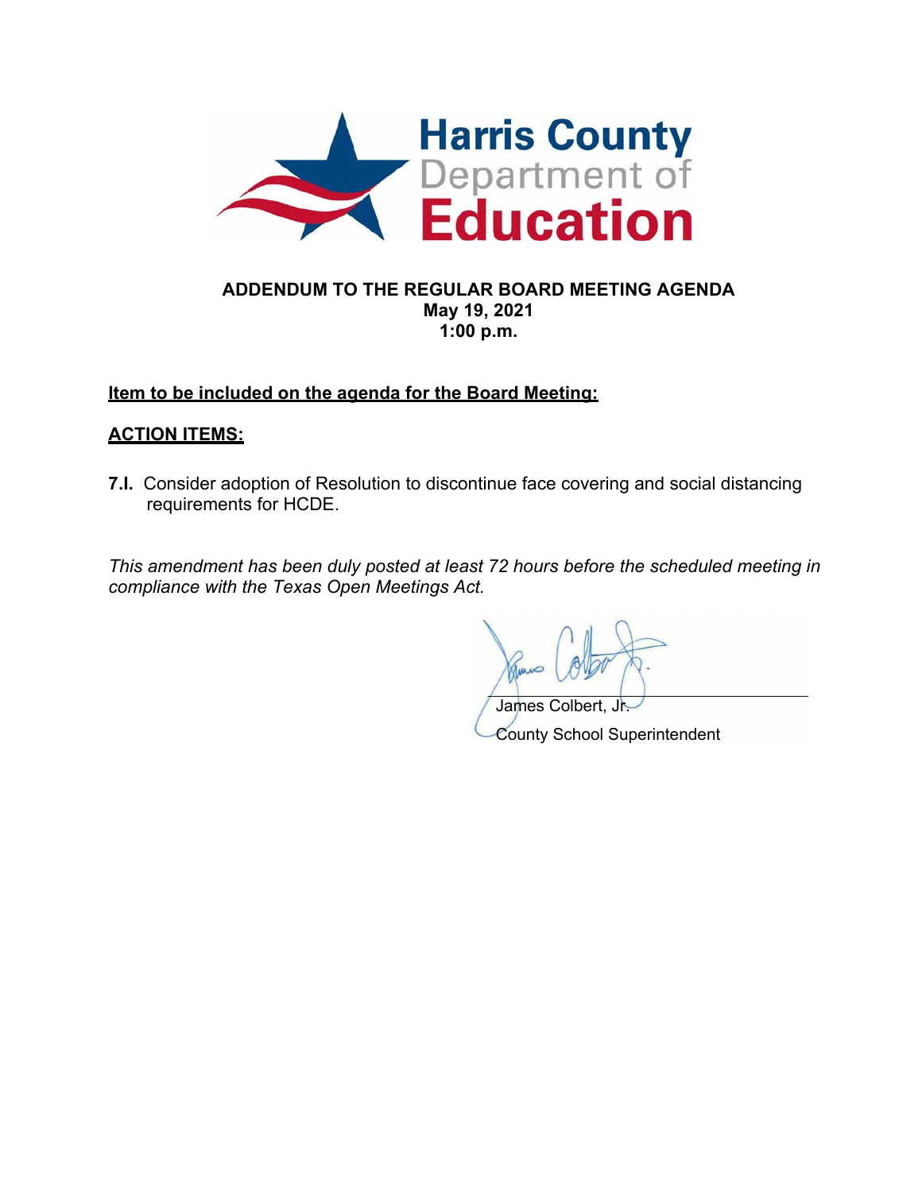**Harris County Department of Education**

**ADDENDUM TO THE REGULAR BOARD MEETING AGENDA**
**May 19, 2021**
**1:00 p.m.**

**Item to be included on the agenda for the Board Meeting:**

**ACTION ITEMS:**

**7.I.** Consider adoption of Resolution to discontinue face covering and social distancing requirements for HCDE.

*This amendment has been duly posted at least 72 hours before the scheduled meeting in compliance with the Texas Open Meetings Act.*

James Colbert, Jr.
County School Superintendent